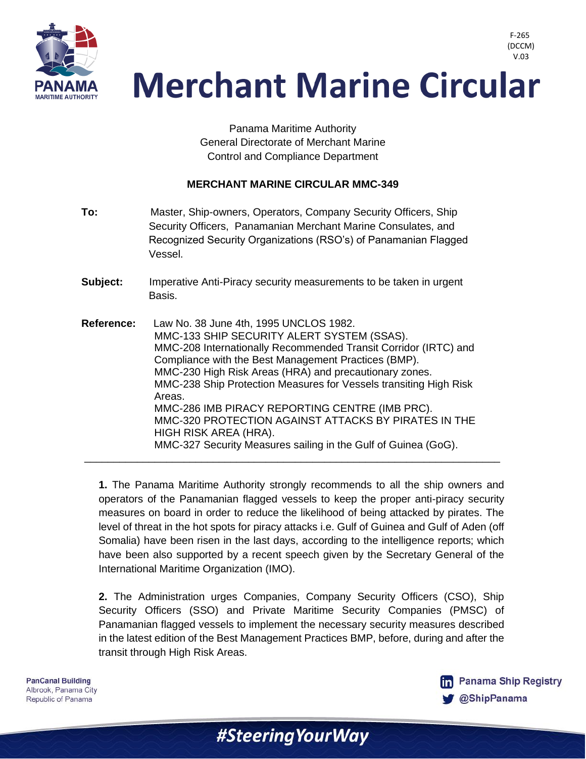F-265
(DCCM)
V.03

# Merchant Marine Circular

Panama Maritime Authority
General Directorate of Merchant Marine
Control and Compliance Department

**MERCHANT MARINE CIRCULAR MMC-349**

**To:** Master, Ship-owners, Operators, Company Security Officers, Ship Security Officers, Panamanian Merchant Marine Consulates, and Recognized Security Organizations (RSO's) of Panamanian Flagged Vessel.

**Subject:** Imperative Anti-Piracy security measurements to be taken in urgent Basis.

**Reference:** Law No. 38 June 4th, 1995 UNCLOS 1982.
MMC-133 SHIP SECURITY ALERT SYSTEM (SSAS).
MMC-208 Internationally Recommended Transit Corridor (IRTC) and Compliance with the Best Management Practices (BMP).
MMC-230 High Risk Areas (HRA) and precautionary zones.
MMC-238 Ship Protection Measures for Vessels transiting High Risk Areas.
MMC-286 IMB PIRACY REPORTING CENTRE (IMB PRC).
MMC-320 PROTECTION AGAINST ATTACKS BY PIRATES IN THE HIGH RISK AREA (HRA).
MMC-327 Security Measures sailing in the Gulf of Guinea (GoG).

---

**1.** The Panama Maritime Authority strongly recommends to all the ship owners and operators of the Panamanian flagged vessels to keep the proper anti-piracy security measures on board in order to reduce the likelihood of being attacked by pirates. The level of threat in the hot spots for piracy attacks i.e. Gulf of Guinea and Gulf of Aden (off Somalia) have been risen in the last days, according to the intelligence reports; which have been also supported by a recent speech given by the Secretary General of the International Maritime Organization (IMO).

**2.** The Administration urges Companies, Company Security Officers (CSO), Ship Security Officers (SSO) and Private Maritime Security Companies (PMSC) of Panamanian flagged vessels to implement the necessary security measures described in the latest edition of the Best Management Practices BMP, before, during and after the transit through High Risk Areas.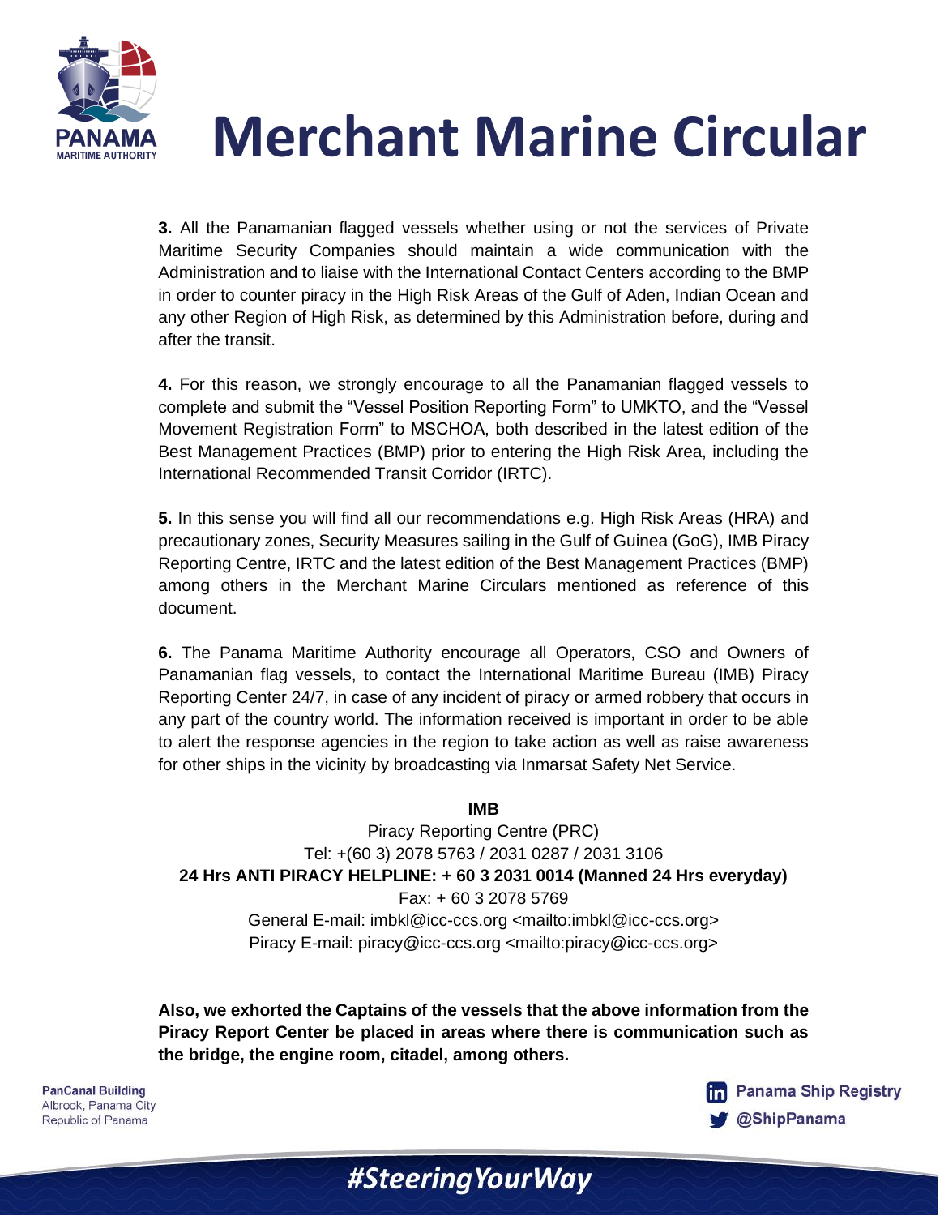**3.** All the Panamanian flagged vessels whether using or not the services of Private Maritime Security Companies should maintain a wide communication with the Administration and to liaise with the International Contact Centers according to the BMP in order to counter piracy in the High Risk Areas of the Gulf of Aden, Indian Ocean and any other Region of High Risk, as determined by this Administration before, during and after the transit.

**4.** For this reason, we strongly encourage to all the Panamanian flagged vessels to complete and submit the "Vessel Position Reporting Form" to UMKTO, and the "Vessel Movement Registration Form" to MSCHOA, both described in the latest edition of the Best Management Practices (BMP) prior to entering the High Risk Area, including the International Recommended Transit Corridor (IRTC).

**5.** In this sense you will find all our recommendations e.g. High Risk Areas (HRA) and precautionary zones, Security Measures sailing in the Gulf of Guinea (GoG), IMB Piracy Reporting Centre, IRTC and the latest edition of the Best Management Practices (BMP) among others in the Merchant Marine Circulars mentioned as reference of this document.

**6.** The Panama Maritime Authority encourage all Operators, CSO and Owners of Panamanian flag vessels, to contact the International Maritime Bureau (IMB) Piracy Reporting Center 24/7, in case of any incident of piracy or armed robbery that occurs in any part of the country world. The information received is important in order to be able to alert the response agencies in the region to take action as well as raise awareness for other ships in the vicinity by broadcasting via Inmarsat Safety Net Service.

**IMB**
Piracy Reporting Centre (PRC)
Tel: +(60 3) 2078 5763 / 2031 0287 / 2031 3106
**24 Hrs ANTI PIRACY HELPLINE: + 60 3 2031 0014 (Manned 24 Hrs everyday)**
Fax: + 60 3 2078 5769
General E-mail: imbkl@icc-ccs.org <mailto:imbkl@icc-ccs.org>
Piracy E-mail: piracy@icc-ccs.org <mailto:piracy@icc-ccs.org>

**Also, we exhorted the Captains of the vessels that the above information from the Piracy Report Center be placed in areas where there is communication such as the bridge, the engine room, citadel, among others.**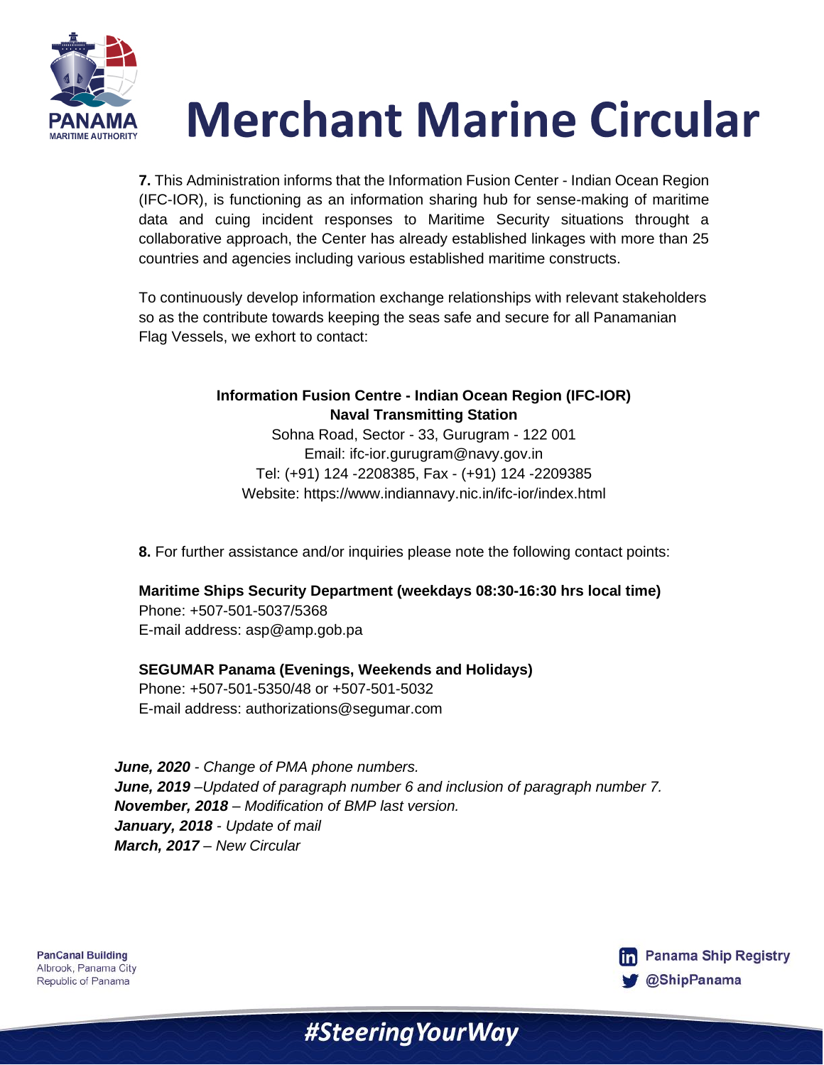**7.** This Administration informs that the Information Fusion Center - Indian Ocean Region (IFC-IOR), is functioning as an information sharing hub for sense-making of maritime data and cuing incident responses to Maritime Security situations throught a collaborative approach, the Center has already established linkages with more than 25 countries and agencies including various established maritime constructs.

To continuously develop information exchange relationships with relevant stakeholders so as the contribute towards keeping the seas safe and secure for all Panamanian Flag Vessels, we exhort to contact:

**Information Fusion Centre - Indian Ocean Region (IFC-IOR)**
**Naval Transmitting Station**
Sohna Road, Sector - 33, Gurugram - 122 001
Email: ifc-ior.gurugram@navy.gov.in
Tel: (+91) 124 -2208385, Fax - (+91) 124 -2209385
Website: https://www.indiannavy.nic.in/ifc-ior/index.html

**8.** For further assistance and/or inquiries please note the following contact points:

**Maritime Ships Security Department (weekdays 08:30-16:30 hrs local time)**
Phone: +507-501-5037/5368
E-mail address: asp@amp.gob.pa

**SEGUMAR Panama (Evenings, Weekends and Holidays)**
Phone: +507-501-5350/48 or +507-501-5032
E-mail address: authorizations@segumar.com

***June, 2020*** *- Change of PMA phone numbers.*
***June, 2019*** *–Updated of paragraph number 6 and inclusion of paragraph number 7.*
***November, 2018*** *– Modification of BMP last version.*
***January, 2018*** *- Update of mail*
***March, 2017*** *– New Circular*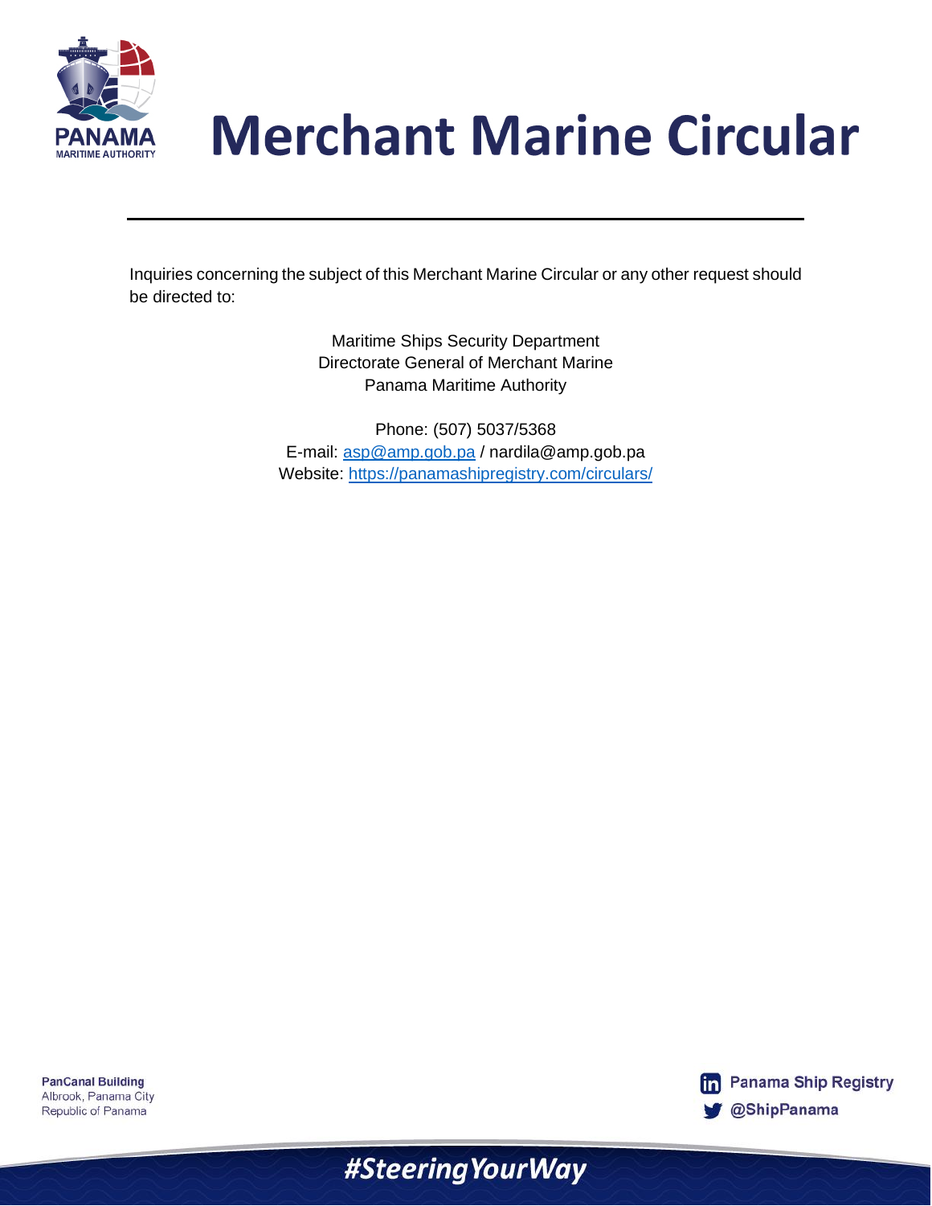# Merchant Marine Circular

Inquiries concerning the subject of this Merchant Marine Circular or any other request should be directed to:

Maritime Ships Security Department
Directorate General of Merchant Marine
Panama Maritime Authority

Phone: (507) 5037/5368
E-mail: asp@amp.gob.pa / nardila@amp.gob.pa
Website: https://panamashipregistry.com/circulars/